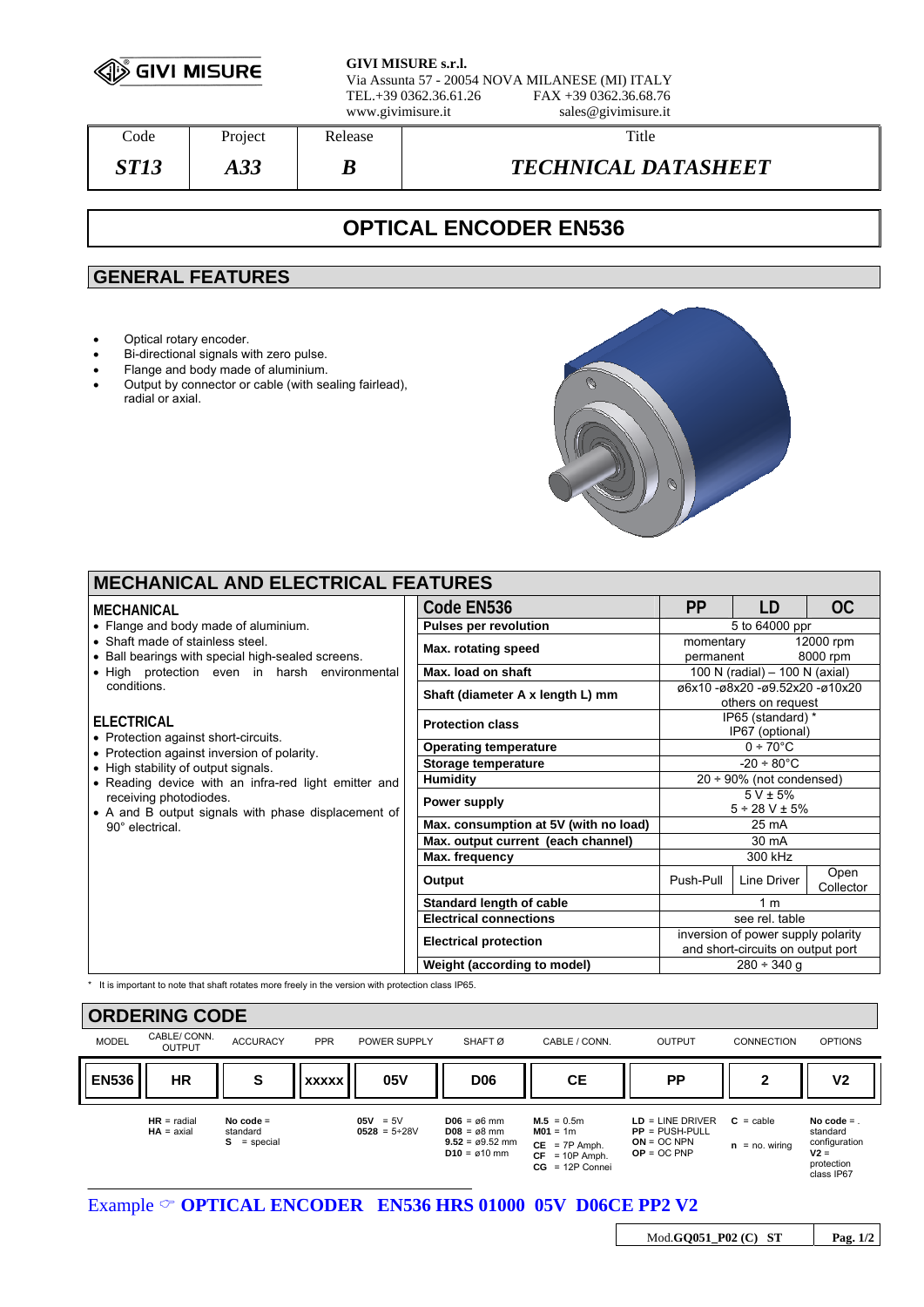GIVI MISURE

**GIVI MISURE s.r.l.**
Via Assunta 57 - 20054 NOVA MILANESE (MI) ITALY
TEL.+39 0362.36.61.26 FAX +39 0362.36.68.76
www.givimisure.it sales@givimisure.it

| Code | Project | Release | Title |
|---|---|---|---|
| *ST13* | *A33* | *B* | *TECHNICAL DATASHEET* |

# OPTICAL ENCODER EN536

## GENERAL FEATURES

- Optical rotary encoder.
- Bi-directional signals with zero pulse.
- Flange and body made of aluminium.
- Output by connector or cable (with sealing fairlead), radial or axial.

## MECHANICAL AND ELECTRICAL FEATURES

### MECHANICAL

- Flange and body made of aluminium.
- Shaft made of stainless steel.
- Ball bearings with special high-sealed screens.
- High protection even in harsh environmental conditions.

### ELECTRICAL

- Protection against short-circuits.
- Protection against inversion of polarity.
- High stability of output signals.
- Reading device with an infra-red light emitter and receiving photodiodes.
- A and B output signals with phase displacement of 90° electrical.

| Code EN536 | PP | LD | OC |
|---|---|---|---|
| Pulses per revolution | 5 to 64000 ppr | | |
| Max. rotating speed | momentary 12000 rpm<br>permanent 8000 rpm | | |
| Max. load on shaft | 100 N (radial) – 100 N (axial) | | |
| Shaft (diameter A x length L) mm | ø6x10 -ø8x20 -ø9.52x20 -ø10x20<br>others on request | | |
| Protection class | IP65 (standard) *<br>IP67 (optional) | | |
| Operating temperature | 0 ÷ 70°C | | |
| Storage temperature | -20 ÷ 80°C | | |
| Humidity | 20 ÷ 90% (not condensed) | | |
| Power supply | 5 V ± 5%<br>5 ÷ 28 V ± 5% | | |
| Max. consumption at 5V (with no load) | 25 mA | | |
| Max. output current (each channel) | 30 mA | | |
| Max. frequency | 300 kHz | | |
| Output | Push-Pull | Line Driver | Open Collector |
| Standard length of cable | 1 m | | |
| Electrical connections | see rel. table | | |
| Electrical protection | inversion of power supply polarity and short-circuits on output port | | |
| Weight (according to model) | 280 ÷ 340 g | | |

\* It is important to note that shaft rotates more freely in the version with protection class IP65.

## ORDERING CODE

| MODEL | CABLE/ CONN. OUTPUT | ACCURACY | PPR | POWER SUPPLY | SHAFT Ø | CABLE / CONN. | OUTPUT | CONNECTION | OPTIONS |
|---|---|---|---|---|---|---|---|---|---|
| **EN536** | **HR** | **S** | **XXXXX** | **05V** | **D06** | **CE** | **PP** | **2** | **V2** |
| | **HR** = radial<br>**HA** = axial | **No code** = standard<br>**S** = special | | **05V** = 5V<br>**0528** = 5÷28V | **D06** = ø6 mm<br>**D08** = ø8 mm<br>**9.52** = ø9.52 mm<br>**D10** = ø10 mm | **M.5** = 0.5m<br>**M01** = 1m<br>**CE** = 7P Amph.<br>**CF** = 10P Amph.<br>**CG** = 12P Connei | **LD** = LINE DRIVER<br>**PP** = PUSH-PULL<br>**ON** = OC NPN<br>**OP** = OC PNP | **C** = cable<br>**n** = no. wiring | **No code** = standard configuration<br>**V2** = protection class IP67 |

Example ☞ **OPTICAL ENCODER EN536 HRS 01000 05V D06CE PP2 V2**

Mod.**GQ051_P02 (C) ST**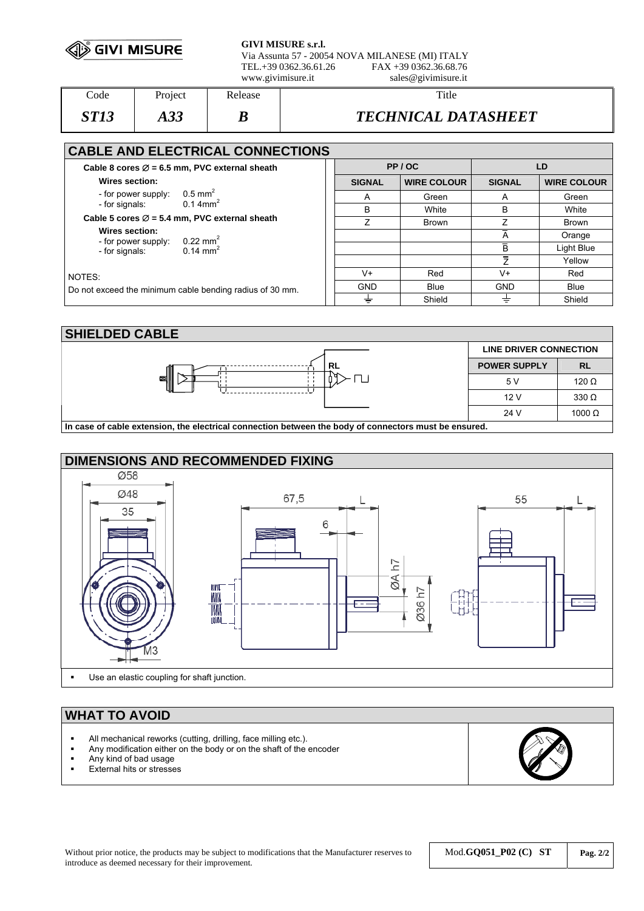**GIVI MISURE s.r.l.**
Via Assunta 57 - 20054 NOVA MILANESE (MI) ITALY
TEL.+39 0362.36.61.26 FAX +39 0362.36.68.76
www.givimisure.it sales@givimisure.it

| Code | Project | Release | Title |
|---|---|---|---|
| *ST13* | *A33* | *B* | *TECHNICAL DATASHEET* |

## CABLE AND ELECTRICAL CONNECTIONS

**Cable 8 cores Ø = 6.5 mm, PVC external sheath**

**Wires section:**
- for power supply: 0.5 mm²
- for signals: 0.14 mm²

**Cable 5 cores Ø = 5.4 mm, PVC external sheath**

**Wires section:**
- for power supply: 0.22 mm²
- for signals: 0.14 mm²

NOTES:
Do not exceed the minimum cable bending radius of 30 mm.

| PP / OC | | LD | |
|---|---|---|---|
| **SIGNAL** | **WIRE COLOUR** | **SIGNAL** | **WIRE COLOUR** |
| A | Green | A | Green |
| B | White | B | White |
| Z | Brown | Z | Brown |
| | | $\overline{A}$ | Orange |
| | | $\overline{B}$ | Light Blue |
| | | $\overline{Z}$ | Yellow |
| V+ | Red | V+ | Red |
| GND | Blue | GND | Blue |
| ⏚ | Shield | ⏚ | Shield |

## SHIELDED CABLE

RL

| LINE DRIVER CONNECTION | |
|---|---|
| **POWER SUPPLY** | **RL** |
| 5 V | 120 Ω |
| 12 V | 330 Ω |
| 24 V | 1000 Ω |

**In case of cable extension, the electrical connection between the body of connectors must be ensured.**

## DIMENSIONS AND RECOMMENDED FIXING

Ø58
Ø48
35
M3
67,5
L
6
ØA h7
Ø36 h7
55
L

- Use an elastic coupling for shaft junction.

## WHAT TO AVOID

- All mechanical reworks (cutting, drilling, face milling etc.).
- Any modification either on the body or on the shaft of the encoder
- Any kind of bad usage
- External hits or stresses

Without prior notice, the products may be subject to modifications that the Manufacturer reserves to introduce as deemed necessary for their improvement.

Mod.**GQ051_P02 (C) ST**